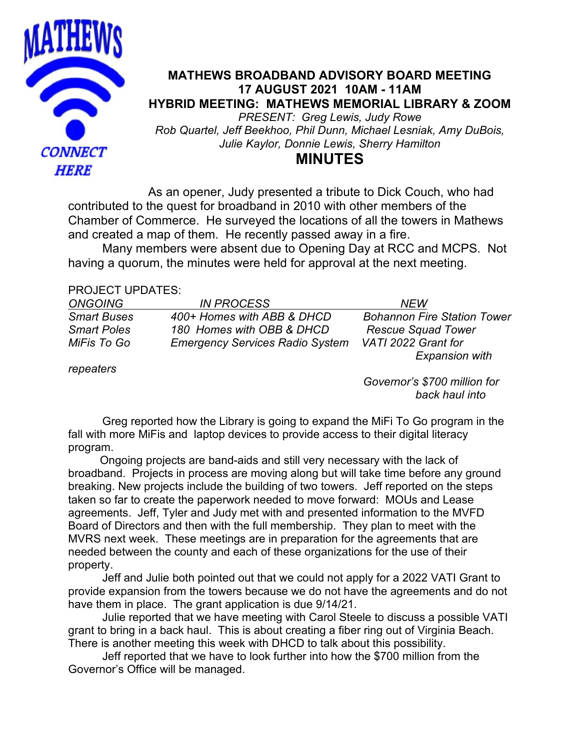# MATHEWS BROADBAND ADVISORY BOARD MEETING
## 17 AUGUST 2021 10AM - 11AM
## HYBRID MEETING: MATHEWS MEMORIAL LIBRARY & ZOOM

*PRESENT: Greg Lewis, Judy Rowe*
*Rob Quartel, Jeff Beekhoo, Phil Dunn, Michael Lesniak, Amy DuBois, Julie Kaylor, Donnie Lewis, Sherry Hamilton*

# MINUTES

As an opener, Judy presented a tribute to Dick Couch, who had contributed to the quest for broadband in 2010 with other members of the Chamber of Commerce. He surveyed the locations of all the towers in Mathews and created a map of them. He recently passed away in a fire.

Many members were absent due to Opening Day at RCC and MCPS. Not having a quorum, the minutes were held for approval at the next meeting.

PROJECT UPDATES:

| *ONGOING* | *IN PROCESS* | *NEW* |
|---|---|---|
| *Smart Buses* | *400+ Homes with ABB & DHCD* | *Bohannon Fire Station Tower* |
| *Smart Poles* | *180 Homes with OBB & DHCD* | *Rescue Squad Tower* |
| *MiFis To Go* | *Emergency Services Radio System* | *VATI 2022 Grant for Expansion with repeaters* |
| | | *Governor's $700 million for back haul into* |

Greg reported how the Library is going to expand the MiFi To Go program in the fall with more MiFis and laptop devices to provide access to their digital literacy program.

Ongoing projects are band-aids and still very necessary with the lack of broadband. Projects in process are moving along but will take time before any ground breaking. New projects include the building of two towers. Jeff reported on the steps taken so far to create the paperwork needed to move forward: MOUs and Lease agreements. Jeff, Tyler and Judy met with and presented information to the MVFD Board of Directors and then with the full membership. They plan to meet with the MVRS next week. These meetings are in preparation for the agreements that are needed between the county and each of these organizations for the use of their property.

Jeff and Julie both pointed out that we could not apply for a 2022 VATI Grant to provide expansion from the towers because we do not have the agreements and do not have them in place. The grant application is due 9/14/21.

Julie reported that we have meeting with Carol Steele to discuss a possible VATI grant to bring in a back haul. This is about creating a fiber ring out of Virginia Beach. There is another meeting this week with DHCD to talk about this possibility.

Jeff reported that we have to look further into how the $700 million from the Governor's Office will be managed.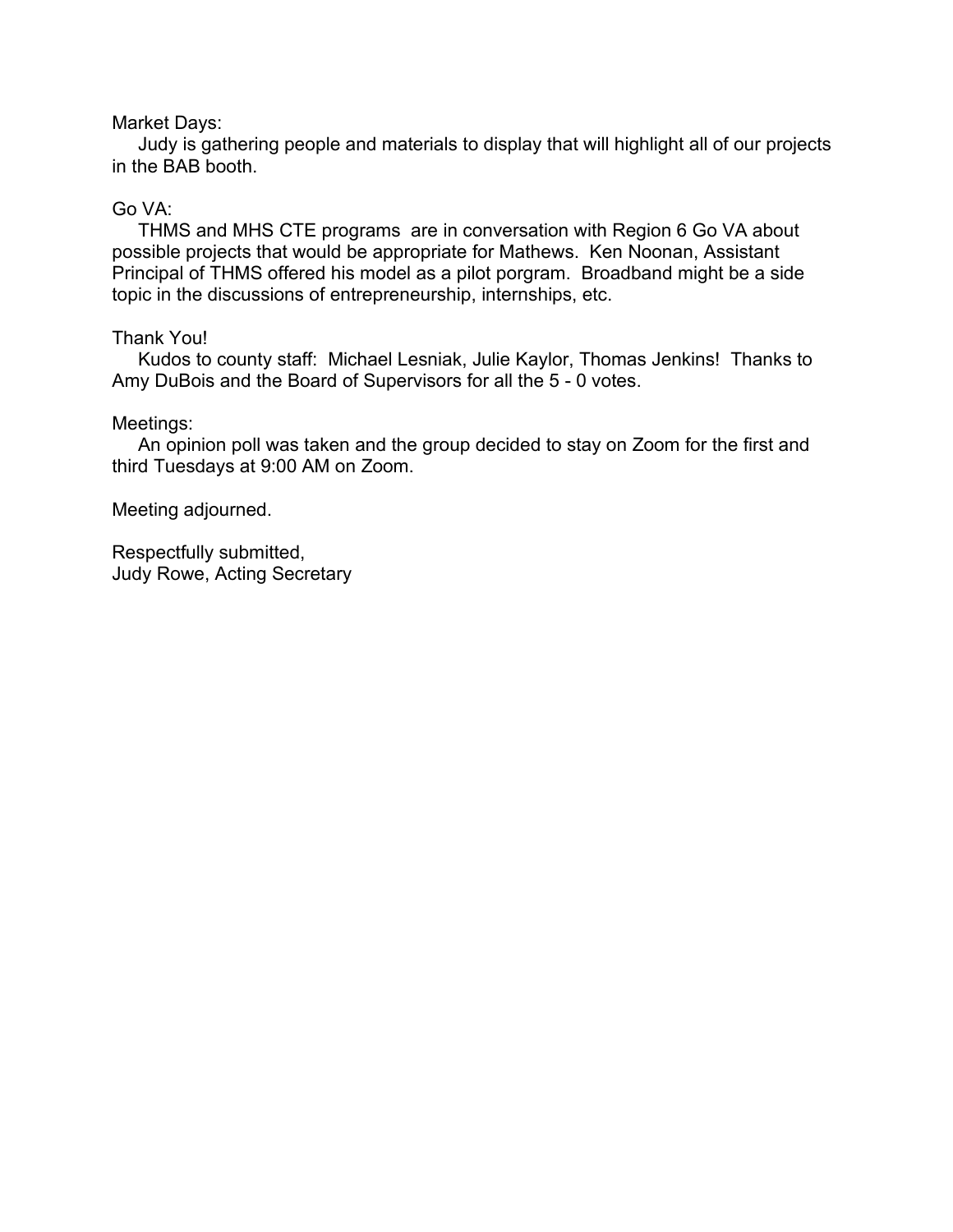Market Days:

Judy is gathering people and materials to display that will highlight all of our projects in the BAB booth.

Go VA:

THMS and MHS CTE programs are in conversation with Region 6 Go VA about possible projects that would be appropriate for Mathews. Ken Noonan, Assistant Principal of THMS offered his model as a pilot porgram. Broadband might be a side topic in the discussions of entrepreneurship, internships, etc.

Thank You!

Kudos to county staff: Michael Lesniak, Julie Kaylor, Thomas Jenkins! Thanks to Amy DuBois and the Board of Supervisors for all the 5 - 0 votes.

Meetings:

An opinion poll was taken and the group decided to stay on Zoom for the first and third Tuesdays at 9:00 AM on Zoom.

Meeting adjourned.

Respectfully submitted,
Judy Rowe, Acting Secretary